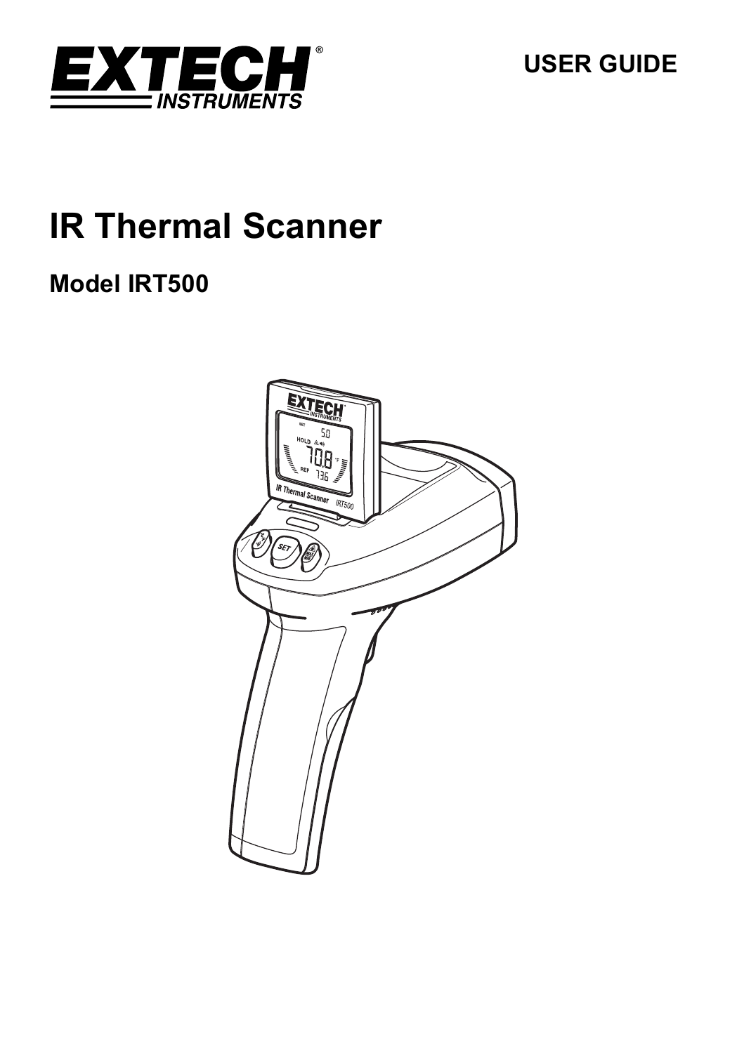**EXTECH INSTRUMENTS**

USER GUIDE

# IR Thermal Scanner

## Model IRT500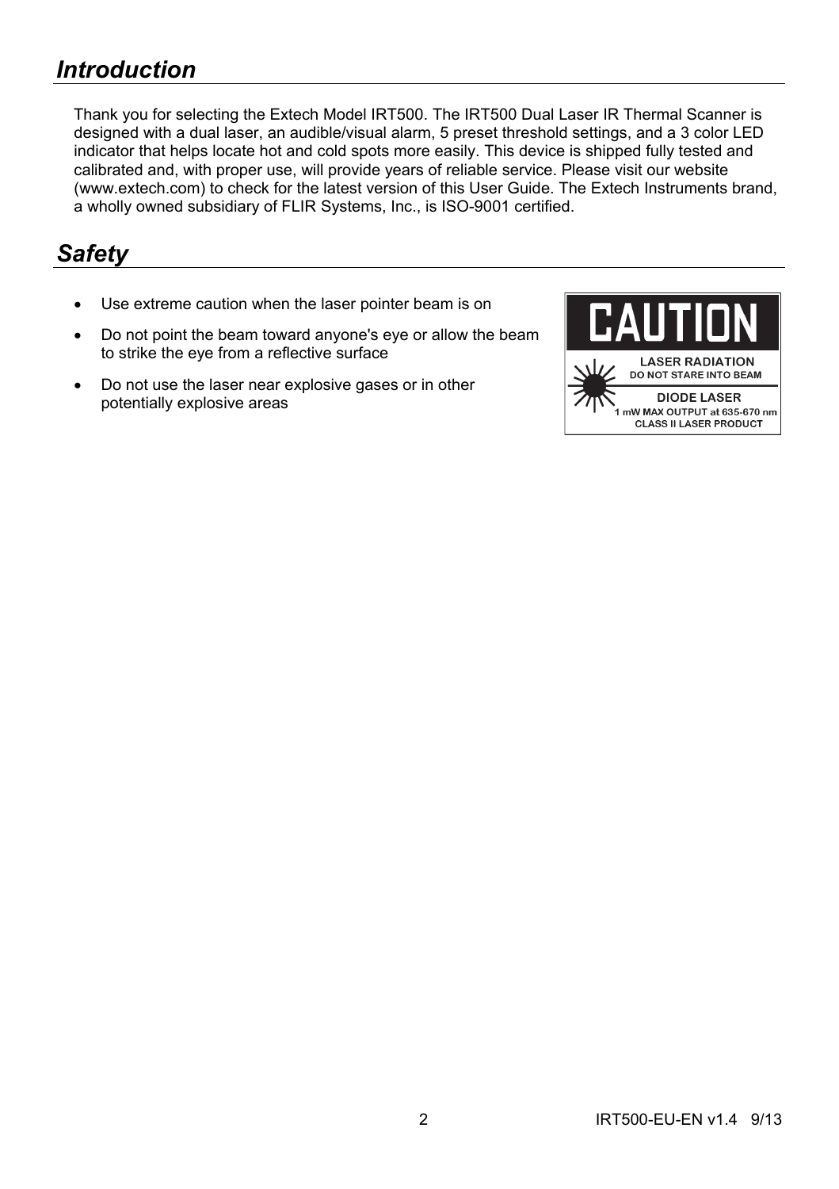# *Introduction*

Thank you for selecting the Extech Model IRT500. The IRT500 Dual Laser IR Thermal Scanner is designed with a dual laser, an audible/visual alarm, 5 preset threshold settings, and a 3 color LED indicator that helps locate hot and cold spots more easily. This device is shipped fully tested and calibrated and, with proper use, will provide years of reliable service. Please visit our website (www.extech.com) to check for the latest version of this User Guide. The Extech Instruments brand, a wholly owned subsidiary of FLIR Systems, Inc., is ISO-9001 certified.

# *Safety*

- Use extreme caution when the laser pointer beam is on
- Do not point the beam toward anyone's eye or allow the beam to strike the eye from a reflective surface
- Do not use the laser near explosive gases or in other potentially explosive areas

**CAUTION**

LASER RADIATION
DO NOT STARE INTO BEAM

DIODE LASER
1 mW MAX OUTPUT at 635-670 nm
CLASS II LASER PRODUCT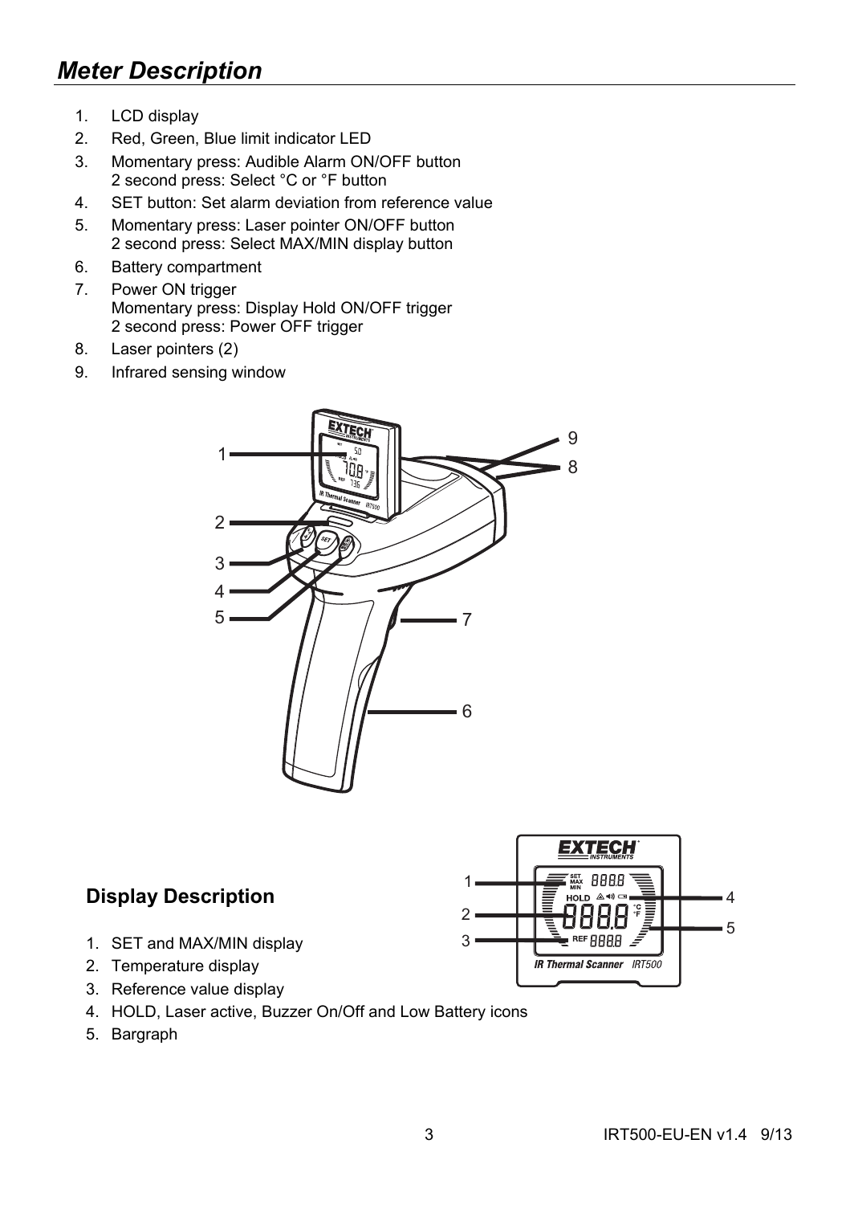## *Meter Description*

1. LCD display
2. Red, Green, Blue limit indicator LED
3. Momentary press: Audible Alarm ON/OFF button
   2 second press: Select °C or °F button
4. SET button: Set alarm deviation from reference value
5. Momentary press: Laser pointer ON/OFF button
   2 second press: Select MAX/MIN display button
6. Battery compartment
7. Power ON trigger
   Momentary press: Display Hold ON/OFF trigger
   2 second press: Power OFF trigger
8. Laser pointers (2)
9. Infrared sensing window

### Display Description

1. SET and MAX/MIN display
2. Temperature display
3. Reference value display
4. HOLD, Laser active, Buzzer On/Off and Low Battery icons
5. Bargraph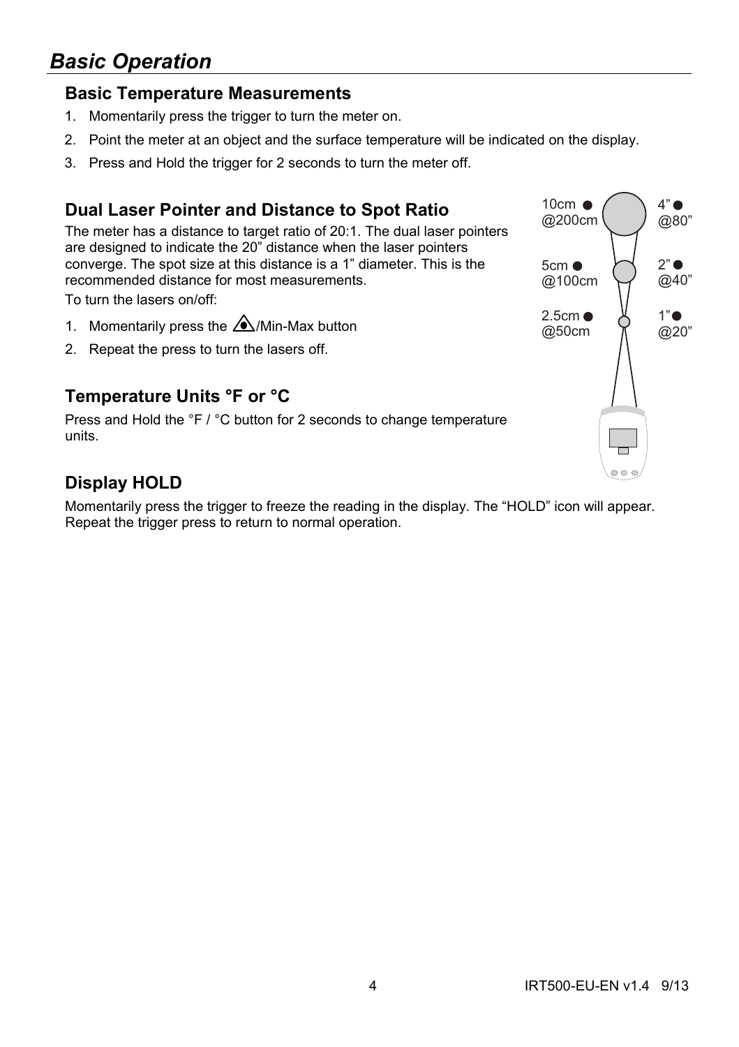# *Basic Operation*

## Basic Temperature Measurements

1. Momentarily press the trigger to turn the meter on.
2. Point the meter at an object and the surface temperature will be indicated on the display.
3. Press and Hold the trigger for 2 seconds to turn the meter off.

## Dual Laser Pointer and Distance to Spot Ratio

The meter has a distance to target ratio of 20:1. The dual laser pointers are designed to indicate the 20" distance when the laser pointers converge. The spot size at this distance is a 1" diameter. This is the recommended distance for most measurements.

To turn the lasers on/off:

1. Momentarily press the ⚠/Min-Max button
2. Repeat the press to turn the lasers off.

10cm @200cm — 4" @80"

5cm @100cm — 2" @40"

2.5cm @50cm — 1" @20"

## Temperature Units °F or °C

Press and Hold the °F / °C button for 2 seconds to change temperature units.

## Display HOLD

Momentarily press the trigger to freeze the reading in the display. The "HOLD" icon will appear. Repeat the trigger press to return to normal operation.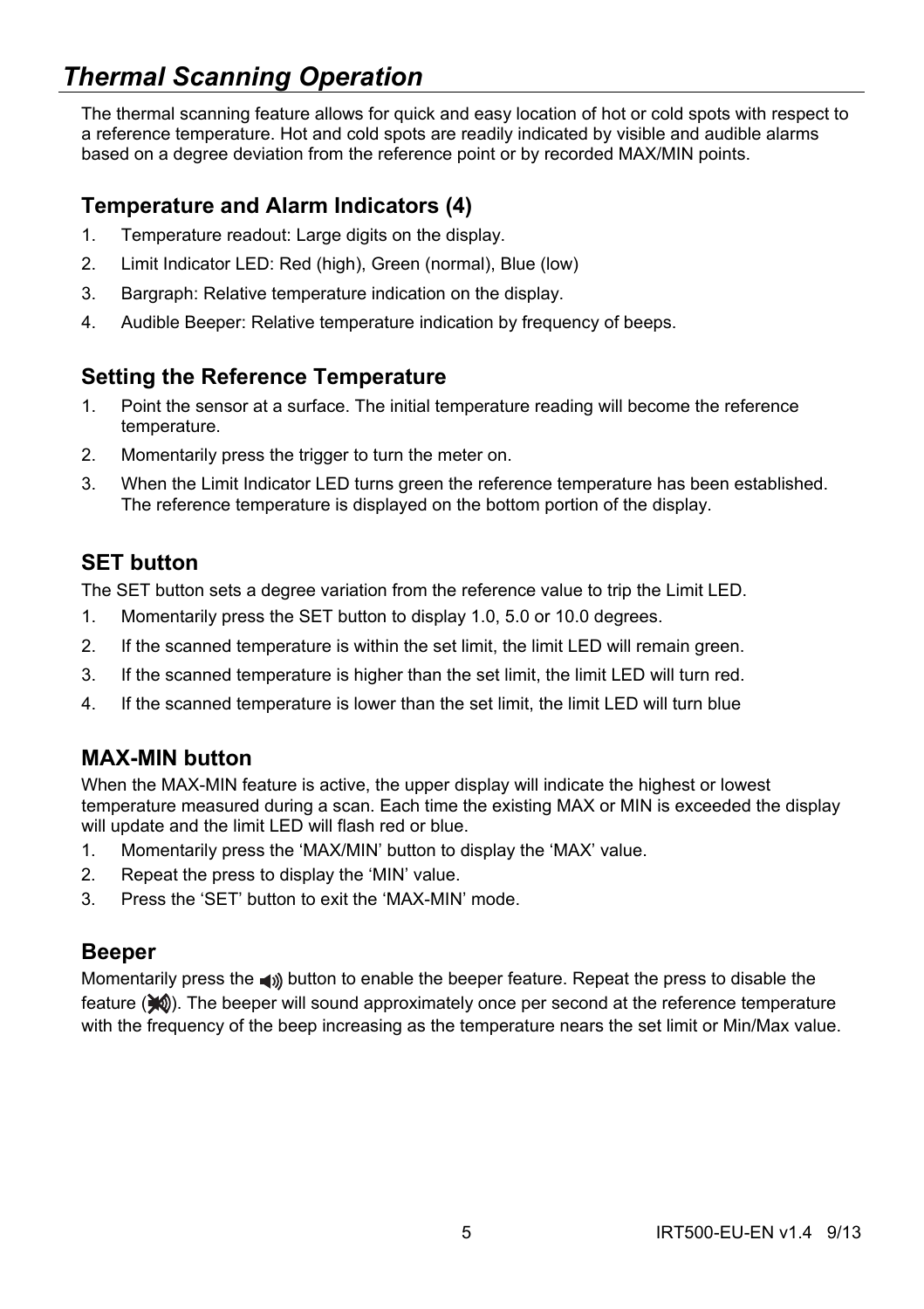# *Thermal Scanning Operation*

The thermal scanning feature allows for quick and easy location of hot or cold spots with respect to a reference temperature. Hot and cold spots are readily indicated by visible and audible alarms based on a degree deviation from the reference point or by recorded MAX/MIN points.

## Temperature and Alarm Indicators (4)

1. Temperature readout: Large digits on the display.
2. Limit Indicator LED: Red (high), Green (normal), Blue (low)
3. Bargraph: Relative temperature indication on the display.
4. Audible Beeper: Relative temperature indication by frequency of beeps.

## Setting the Reference Temperature

1. Point the sensor at a surface. The initial temperature reading will become the reference temperature.
2. Momentarily press the trigger to turn the meter on.
3. When the Limit Indicator LED turns green the reference temperature has been established. The reference temperature is displayed on the bottom portion of the display.

## SET button

The SET button sets a degree variation from the reference value to trip the Limit LED.

1. Momentarily press the SET button to display 1.0, 5.0 or 10.0 degrees.
2. If the scanned temperature is within the set limit, the limit LED will remain green.
3. If the scanned temperature is higher than the set limit, the limit LED will turn red.
4. If the scanned temperature is lower than the set limit, the limit LED will turn blue

## MAX-MIN button

When the MAX-MIN feature is active, the upper display will indicate the highest or lowest temperature measured during a scan. Each time the existing MAX or MIN is exceeded the display will update and the limit LED will flash red or blue.

1. Momentarily press the 'MAX/MIN' button to display the 'MAX' value.
2. Repeat the press to display the 'MIN' value.
3. Press the 'SET' button to exit the 'MAX-MIN' mode.

## Beeper

Momentarily press the 🔊 button to enable the beeper feature. Repeat the press to disable the feature (🔇). The beeper will sound approximately once per second at the reference temperature with the frequency of the beep increasing as the temperature nears the set limit or Min/Max value.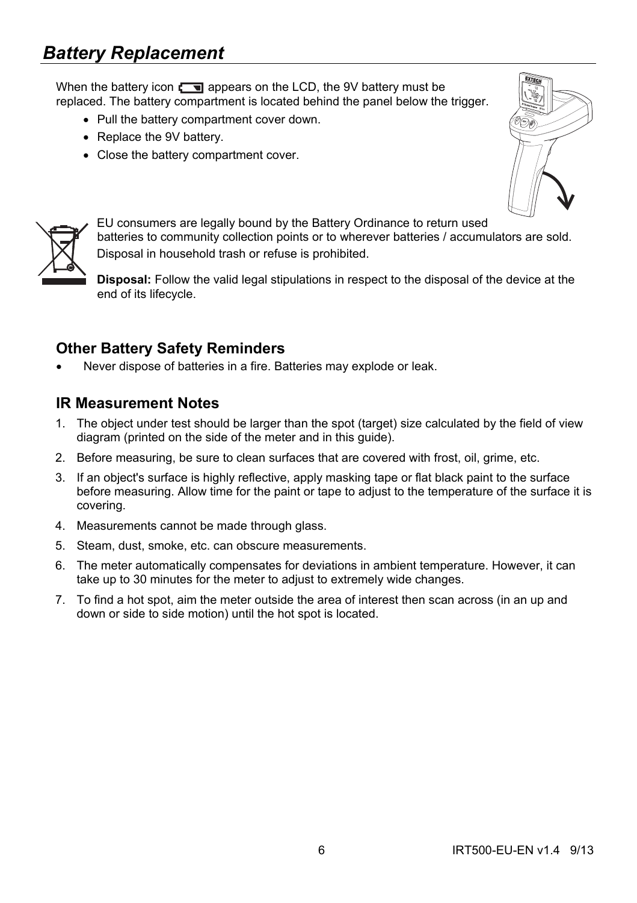# *Battery Replacement*

When the battery icon appears on the LCD, the 9V battery must be replaced. The battery compartment is located behind the panel below the trigger.

- Pull the battery compartment cover down.
- Replace the 9V battery.
- Close the battery compartment cover.

EU consumers are legally bound by the Battery Ordinance to return used batteries to community collection points or to wherever batteries / accumulators are sold. Disposal in household trash or refuse is prohibited.

**Disposal:** Follow the valid legal stipulations in respect to the disposal of the device at the end of its lifecycle.

## Other Battery Safety Reminders

- Never dispose of batteries in a fire. Batteries may explode or leak.

## IR Measurement Notes

1. The object under test should be larger than the spot (target) size calculated by the field of view diagram (printed on the side of the meter and in this guide).
2. Before measuring, be sure to clean surfaces that are covered with frost, oil, grime, etc.
3. If an object's surface is highly reflective, apply masking tape or flat black paint to the surface before measuring. Allow time for the paint or tape to adjust to the temperature of the surface it is covering.
4. Measurements cannot be made through glass.
5. Steam, dust, smoke, etc. can obscure measurements.
6. The meter automatically compensates for deviations in ambient temperature. However, it can take up to 30 minutes for the meter to adjust to extremely wide changes.
7. To find a hot spot, aim the meter outside the area of interest then scan across (in an up and down or side to side motion) until the hot spot is located.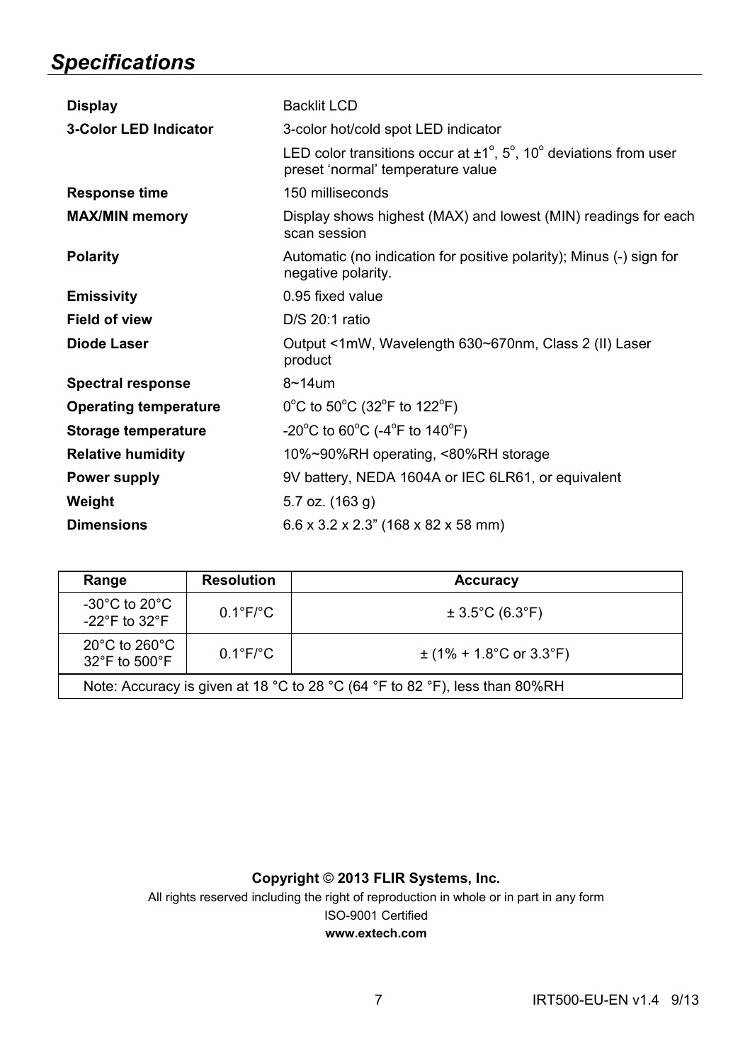# *Specifications*

| | |
|---|---|
| **Display** | Backlit LCD |
| **3-Color LED Indicator** | 3-color hot/cold spot LED indicator |
| | LED color transitions occur at ±1°, 5°, 10° deviations from user preset 'normal' temperature value |
| **Response time** | 150 milliseconds |
| **MAX/MIN memory** | Display shows highest (MAX) and lowest (MIN) readings for each scan session |
| **Polarity** | Automatic (no indication for positive polarity); Minus (-) sign for negative polarity. |
| **Emissivity** | 0.95 fixed value |
| **Field of view** | D/S 20:1 ratio |
| **Diode Laser** | Output <1mW, Wavelength 630~670nm, Class 2 (II) Laser product |
| **Spectral response** | 8~14um |
| **Operating temperature** | 0°C to 50°C (32°F to 122°F) |
| **Storage temperature** | -20°C to 60°C (-4°F to 140°F) |
| **Relative humidity** | 10%~90%RH operating, <80%RH storage |
| **Power supply** | 9V battery, NEDA 1604A or IEC 6LR61, or equivalent |
| **Weight** | 5.7 oz. (163 g) |
| **Dimensions** | 6.6 x 3.2 x 2.3" (168 x 82 x 58 mm) |

| Range | Resolution | Accuracy |
|---|---|---|
| -30°C to 20°C<br>-22°F to 32°F | 0.1°F/°C | ± 3.5°C (6.3°F) |
| 20°C to 260°C<br>32°F to 500°F | 0.1°F/°C | ± (1% + 1.8°C or 3.3°F) |
| Note: Accuracy is given at 18 °C to 28 °C (64 °F to 82 °F), less than 80%RH | | |

**Copyright © 2013 FLIR Systems, Inc.**

All rights reserved including the right of reproduction in whole or in part in any form

ISO-9001 Certified

**www.extech.com**